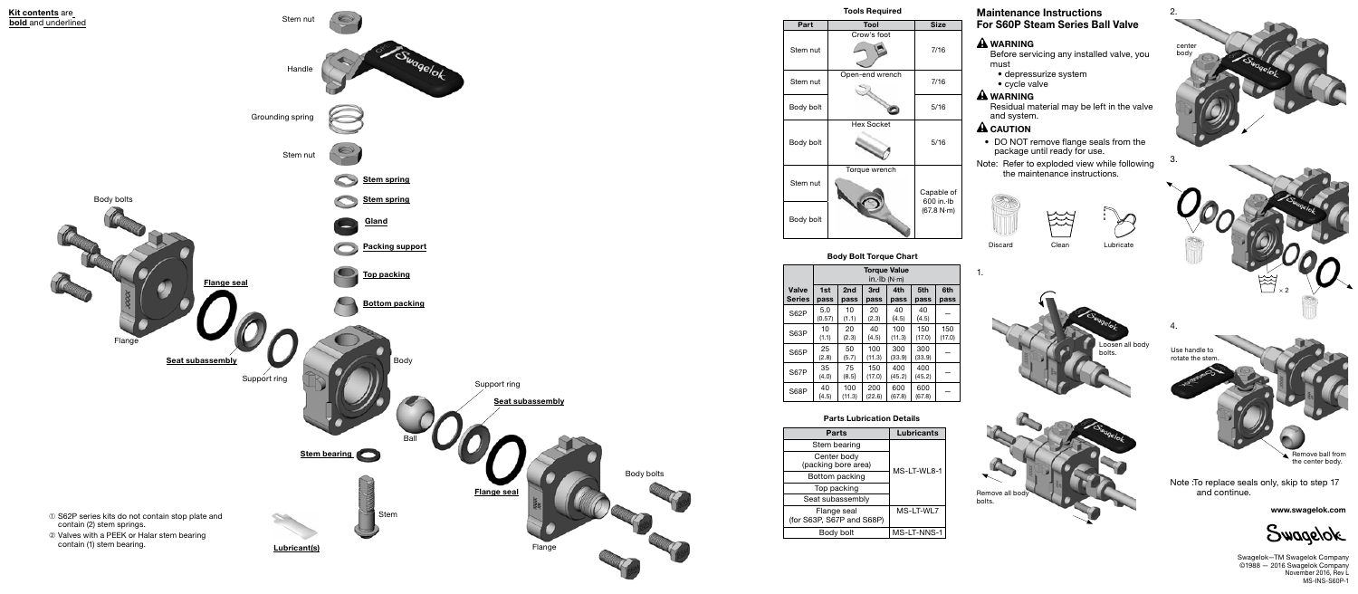**Kit contents** are **bold** and underlined

Stem nut

Handle

Grounding spring

Stem nut

**Stem spring**

**Stem spring**

**Gland**

**Packing support**

**Top packing**

**Bottom packing**

Body bolts

**Flange seal**

Flange

**Seat subassembly**

Support ring

Body

Ball

Support ring

**Seat subassembly**

**Stem bearing**

**Flange seal**

Body bolts

Stem

Flange

**Lubricant(s)**

① S62P series kits do not contain stop plate and contain (2) stem springs.

② Valves with a PEEK or Halar stem bearing contain (1) stem bearing.

**Tools Required**

| Part | Tool | Size |
|---|---|---|
| Stem nut | Crow's foot | 7/16 |
| Stem nut | Open-end wrench | 7/16 |
| Body bolt | Open-end wrench | 5/16 |
| Body bolt | Hex Socket | 5/16 |
| Stem nut | Torque wrench | Capable of 600 in.·lb (67.8 N·m) |
| Body bolt | Torque wrench | Capable of 600 in.·lb (67.8 N·m) |

**Body Bolt Torque Chart**

| Valve Series | Torque Value in.·lb (N·m) 1st pass | 2nd pass | 3rd pass | 4th pass | 5th pass | 6th pass |
|---|---|---|---|---|---|---|
| S62P | 5.0 (0.57) | 10 (1.1) | 20 (2.3) | 40 (4.5) | 40 (4.5) | — |
| S63P | 10 (1.1) | 20 (2.3) | 40 (4.5) | 100 (11.3) | 150 (17.0) | 150 (17.0) |
| S65P | 25 (2.8) | 50 (5.7) | 100 (11.3) | 300 (33.9) | 300 (33.9) | — |
| S67P | 35 (4.0) | 75 (8.5) | 150 (17.0) | 400 (45.2) | 400 (45.2) | — |
| S68P | 40 (4.5) | 100 (11.3) | 200 (22.6) | 600 (67.8) | 600 (67.8) | — |

**Parts Lubrication Details**

| Parts | Lubricants |
|---|---|
| Stem bearing | MS-LT-WL8-1 |
| Center body (packing bore area) | MS-LT-WL8-1 |
| Bottom packing | MS-LT-WL8-1 |
| Top packing | MS-LT-WL8-1 |
| Seat subassembly | MS-LT-WL8-1 |
| Flange seal (for S63P, S67P and S68P) | MS-LT-WL7 |
| Body bolt | MS-LT-NNS-1 |

# Maintenance Instructions For S60P Steam Series Ball Valve

**⚠ WARNING**

Before servicing any installed valve, you must

- depressurize system
- cycle valve

**⚠ WARNING**

Residual material may be left in the valve and system.

**⚠ CAUTION**

- DO NOT remove flange seals from the package until ready for use.

Note: Refer to exploded view while following the maintenance instructions.

Discard    Clean    Lubricate

1.

Loosen all body bolts.

Remove all body bolts.

2.

center body

3.

× 2

4.

Use handle to rotate the stem.

Remove ball from the center body.

Note :To replace seals only, skip to step 17 and continue.

www.swagelok.com

Swagelok—TM Swagelok Company
©1988 — 2016 Swagelok Company
November 2016, Rev L
MS-INS-S60P-1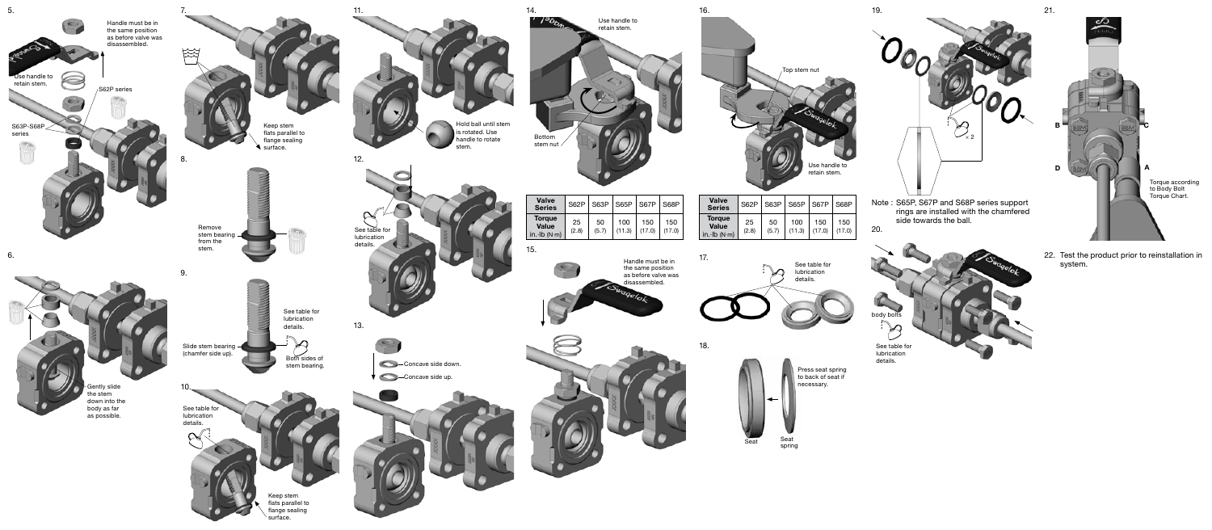5.

Handle must be in the same position as before valve was disassembled.

Use handle to retain stem.

S62P series

S63P–S68P series

6.

Gently slide the stem down into the body as far as possible.

7.

Keep stem flats parallel to flange sealing surface.

8.

Remove stem bearing from the stem.

9.

Slide stem bearing (chamfer side up).

See table for lubrication details.

Both sides of stem bearing.

10.

See table for lubrication details.

Keep stem flats parallel to flange sealing surface.

11.

Hold ball until stem is rotated. Use handle to rotate stem.

12.

See table for lubrication details.

13.

Concave side down.

Concave side up.

14.

Use handle to retain stem.

Bottom stem nut

| Valve Series | S62P | S63P | S65P | S67P | S68P |
|---|---|---|---|---|---|
| Torque Value in.·lb (N·m) | 25 (2.8) | 50 (5.7) | 100 (11.3) | 150 (17.0) | 150 (17.0) |

15.

Handle must be in the same position as before valve was disassembled.

16.

Top stem nut

Use handle to retain stem.

| Valve Series | S62P | S63P | S65P | S67P | S68P |
|---|---|---|---|---|---|
| Torque Value in.·lb (N·m) | 25 (2.8) | 50 (5.7) | 100 (11.3) | 150 (17.0) | 150 (17.0) |

17.

See table for lubrication details.

18.

Press seat spring to back of seat if necessary.

Seat

Seat spring

19.

× 2

Note : S65P, S67P and S68P series support rings are installed with the chamfered side towards the ball.

20.

body bolts

See table for lubrication details.

21.

B

C

D

A

Torque according to Body Bolt Torque Chart.

22. Test the product prior to reinstallation in system.